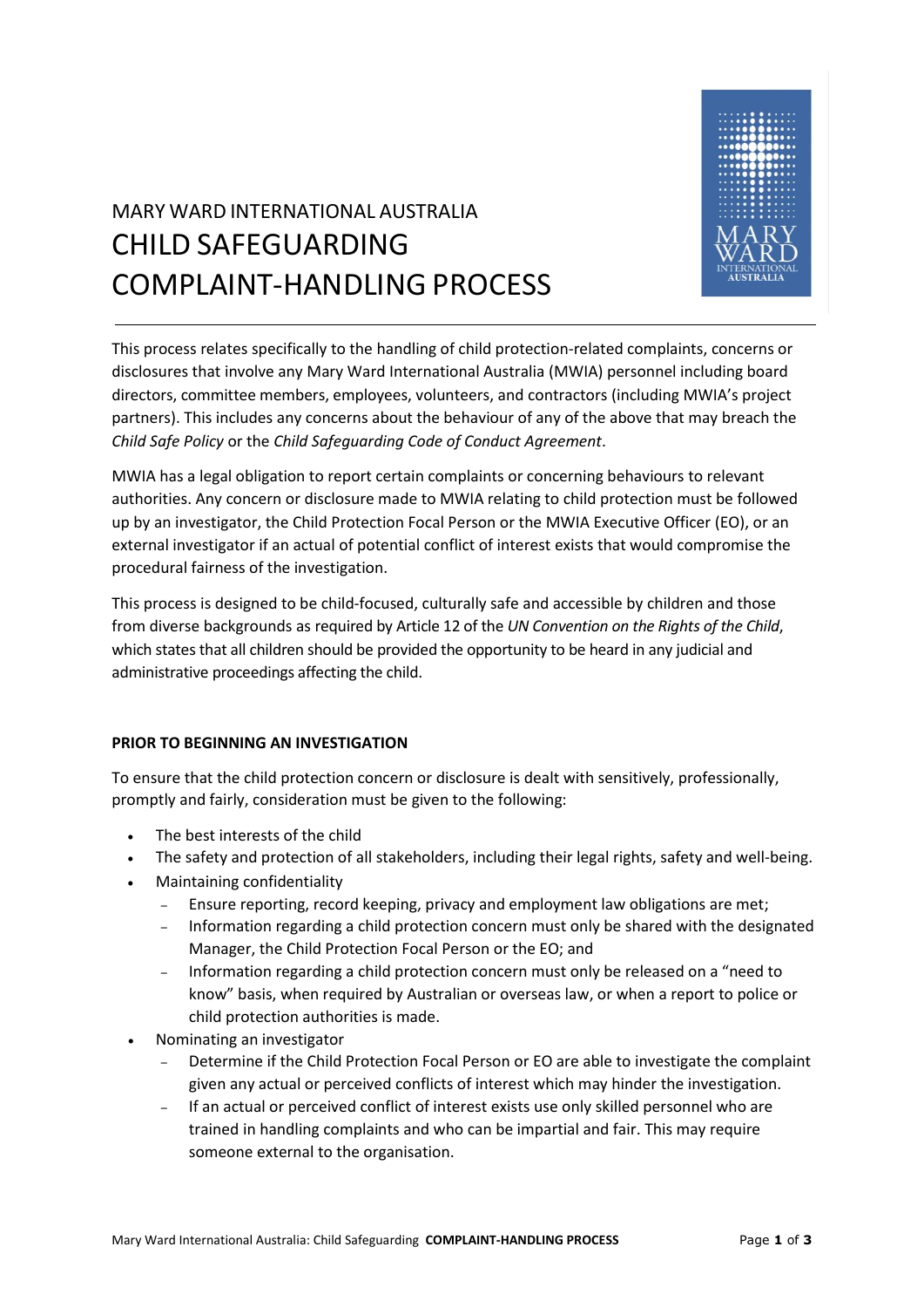# MARY WARD INTERNATIONAL AUSTRALIA
# CHILD SAFEGUARDING COMPLAINT-HANDLING PROCESS

This process relates specifically to the handling of child protection-related complaints, concerns or disclosures that involve any Mary Ward International Australia (MWIA) personnel including board directors, committee members, employees, volunteers, and contractors (including MWIA's project partners). This includes any concerns about the behaviour of any of the above that may breach the *Child Safe Policy* or the *Child Safeguarding Code of Conduct Agreement*.

MWIA has a legal obligation to report certain complaints or concerning behaviours to relevant authorities. Any concern or disclosure made to MWIA relating to child protection must be followed up by an investigator, the Child Protection Focal Person or the MWIA Executive Officer (EO), or an external investigator if an actual of potential conflict of interest exists that would compromise the procedural fairness of the investigation.

This process is designed to be child-focused, culturally safe and accessible by children and those from diverse backgrounds as required by Article 12 of the *UN Convention on the Rights of the Child*, which states that all children should be provided the opportunity to be heard in any judicial and administrative proceedings affecting the child.

**PRIOR TO BEGINNING AN INVESTIGATION**

To ensure that the child protection concern or disclosure is dealt with sensitively, professionally, promptly and fairly, consideration must be given to the following:

- The best interests of the child
- The safety and protection of all stakeholders, including their legal rights, safety and well-being.
- Maintaining confidentiality
  - Ensure reporting, record keeping, privacy and employment law obligations are met;
  - Information regarding a child protection concern must only be shared with the designated Manager, the Child Protection Focal Person or the EO; and
  - Information regarding a child protection concern must only be released on a "need to know" basis, when required by Australian or overseas law, or when a report to police or child protection authorities is made.
- Nominating an investigator
  - Determine if the Child Protection Focal Person or EO are able to investigate the complaint given any actual or perceived conflicts of interest which may hinder the investigation.
  - If an actual or perceived conflict of interest exists use only skilled personnel who are trained in handling complaints and who can be impartial and fair. This may require someone external to the organisation.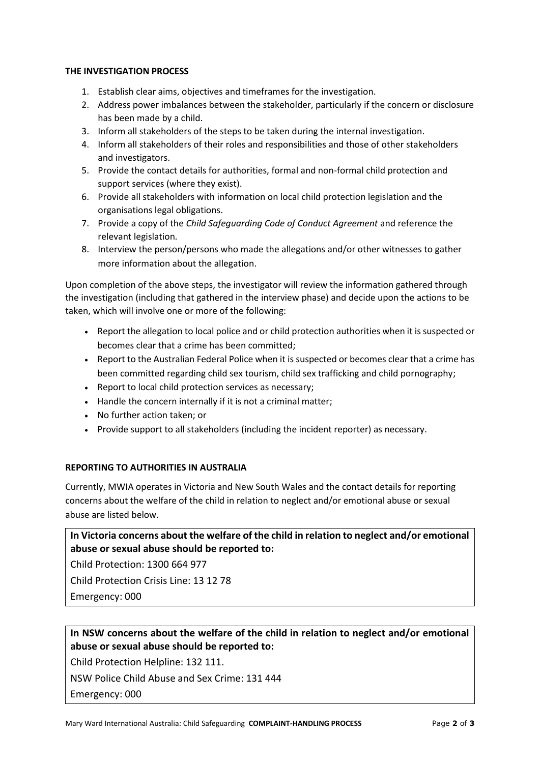**THE INVESTIGATION PROCESS**

1. Establish clear aims, objectives and timeframes for the investigation.
2. Address power imbalances between the stakeholder, particularly if the concern or disclosure has been made by a child.
3. Inform all stakeholders of the steps to be taken during the internal investigation.
4. Inform all stakeholders of their roles and responsibilities and those of other stakeholders and investigators.
5. Provide the contact details for authorities, formal and non-formal child protection and support services (where they exist).
6. Provide all stakeholders with information on local child protection legislation and the organisations legal obligations.
7. Provide a copy of the *Child Safeguarding Code of Conduct Agreement* and reference the relevant legislation.
8. Interview the person/persons who made the allegations and/or other witnesses to gather more information about the allegation.

Upon completion of the above steps, the investigator will review the information gathered through the investigation (including that gathered in the interview phase) and decide upon the actions to be taken, which will involve one or more of the following:

- Report the allegation to local police and or child protection authorities when it is suspected or becomes clear that a crime has been committed;
- Report to the Australian Federal Police when it is suspected or becomes clear that a crime has been committed regarding child sex tourism, child sex trafficking and child pornography;
- Report to local child protection services as necessary;
- Handle the concern internally if it is not a criminal matter;
- No further action taken; or
- Provide support to all stakeholders (including the incident reporter) as necessary.

**REPORTING TO AUTHORITIES IN AUSTRALIA**

Currently, MWIA operates in Victoria and New South Wales and the contact details for reporting concerns about the welfare of the child in relation to neglect and/or emotional abuse or sexual abuse are listed below.

**In Victoria concerns about the welfare of the child in relation to neglect and/or emotional abuse or sexual abuse should be reported to:**

Child Protection: 1300 664 977

Child Protection Crisis Line: 13 12 78

Emergency: 000

**In NSW concerns about the welfare of the child in relation to neglect and/or emotional abuse or sexual abuse should be reported to:**

Child Protection Helpline: 132 111.

NSW Police Child Abuse and Sex Crime: 131 444

Emergency: 000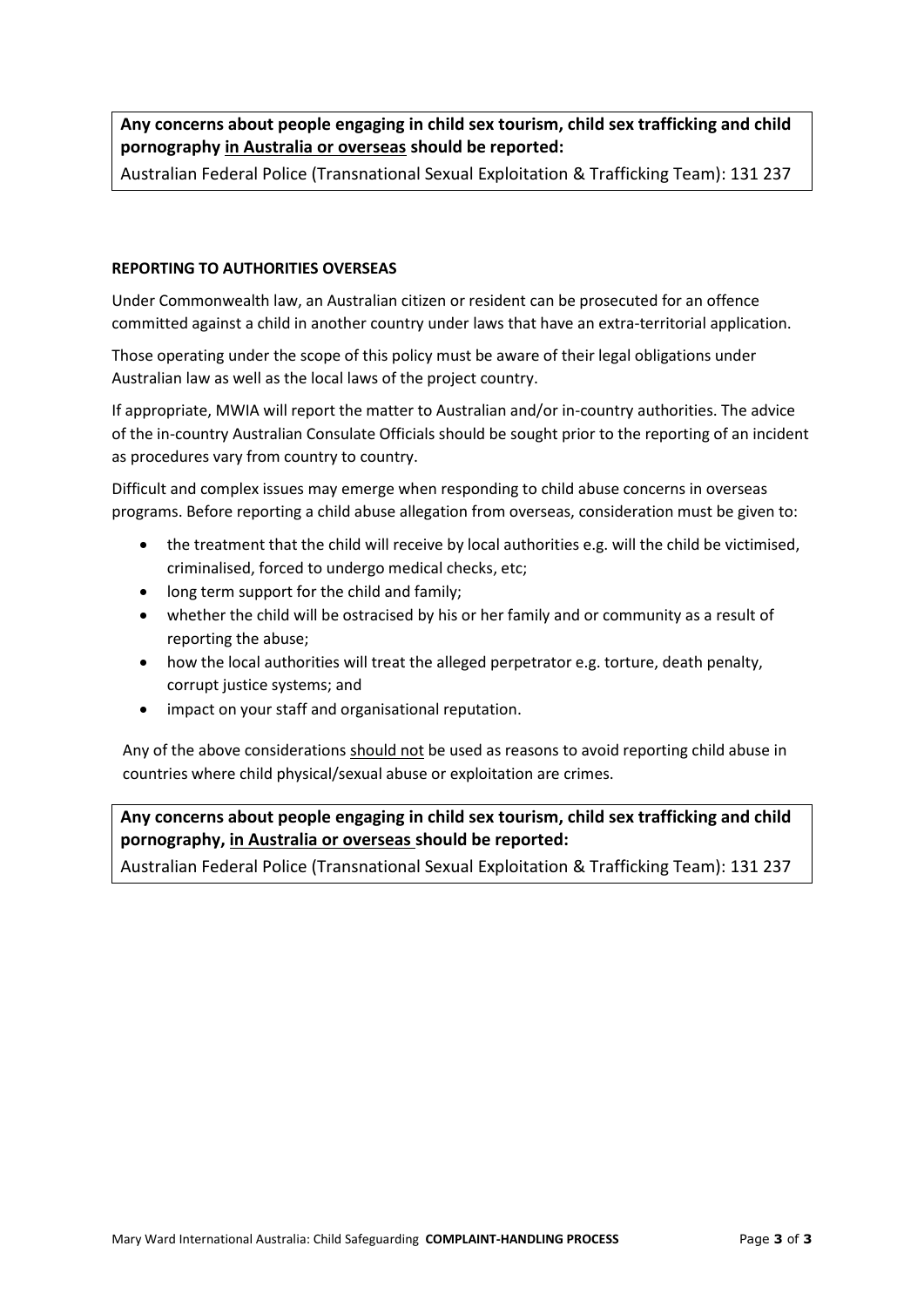**Any concerns about people engaging in child sex tourism, child sex trafficking and child pornography <u>in Australia or overseas</u> should be reported:**

Australian Federal Police (Transnational Sexual Exploitation & Trafficking Team): 131 237

**REPORTING TO AUTHORITIES OVERSEAS**

Under Commonwealth law, an Australian citizen or resident can be prosecuted for an offence committed against a child in another country under laws that have an extra-territorial application.

Those operating under the scope of this policy must be aware of their legal obligations under Australian law as well as the local laws of the project country.

If appropriate, MWIA will report the matter to Australian and/or in-country authorities. The advice of the in-country Australian Consulate Officials should be sought prior to the reporting of an incident as procedures vary from country to country.

Difficult and complex issues may emerge when responding to child abuse concerns in overseas programs. Before reporting a child abuse allegation from overseas, consideration must be given to:

- the treatment that the child will receive by local authorities e.g. will the child be victimised, criminalised, forced to undergo medical checks, etc;
- long term support for the child and family;
- whether the child will be ostracised by his or her family and or community as a result of reporting the abuse;
- how the local authorities will treat the alleged perpetrator e.g. torture, death penalty, corrupt justice systems; and
- impact on your staff and organisational reputation.

Any of the above considerations <u>should not</u> be used as reasons to avoid reporting child abuse in countries where child physical/sexual abuse or exploitation are crimes.

**Any concerns about people engaging in child sex tourism, child sex trafficking and child pornography, <u>in Australia or overseas</u> should be reported:**

Australian Federal Police (Transnational Sexual Exploitation & Trafficking Team): 131 237